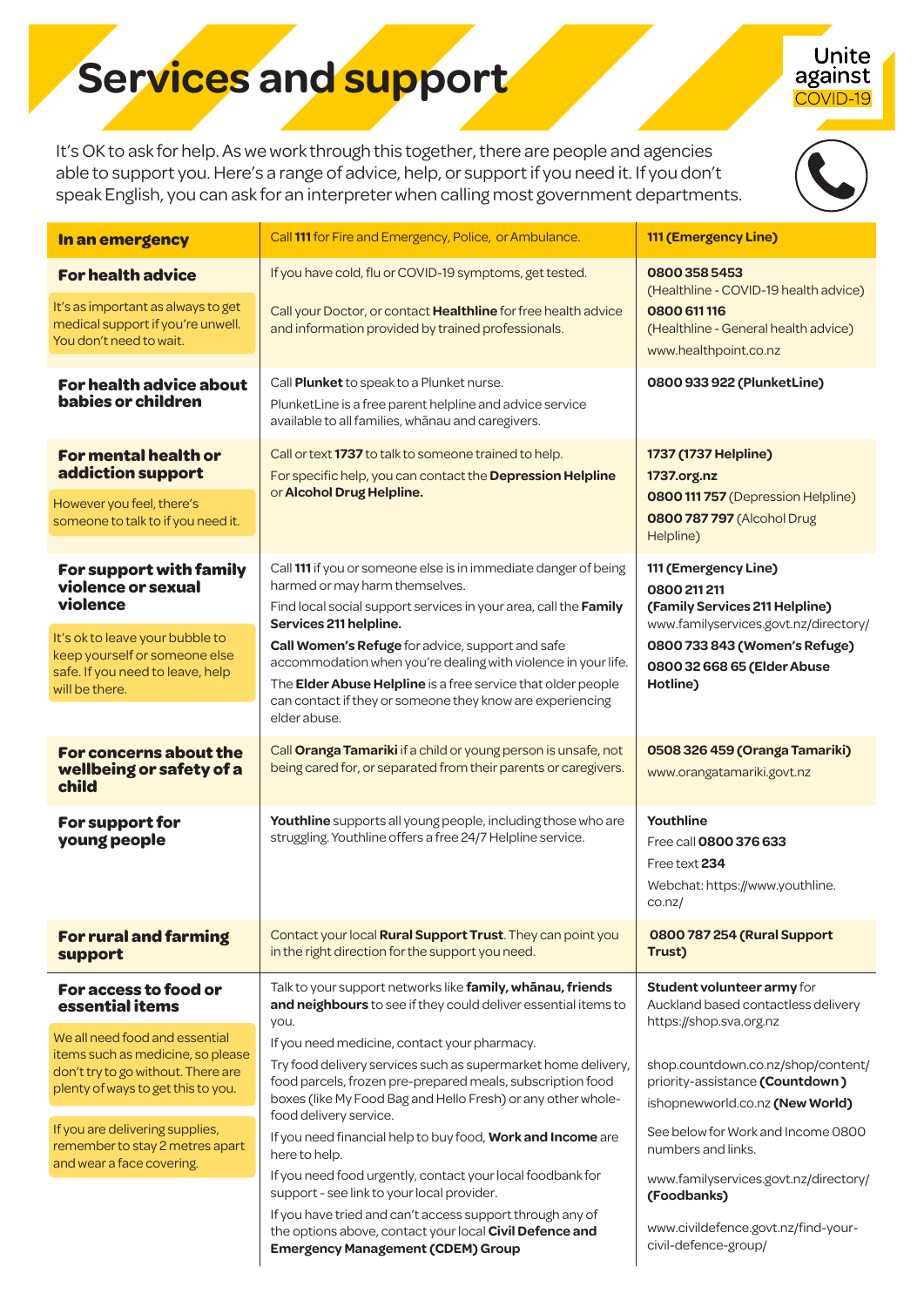# Services and support

Unite against COVID-19

It's OK to ask for help. As we work through this together, there are people and agencies able to support you. Here's a range of advice, help, or support if you need it. If you don't speak English, you can ask for an interpreter when calling most government departments.

| | | |
|---|---|---|
| **In an emergency** | Call **111** for Fire and Emergency, Police, or Ambulance. | **111 (Emergency Line)** |
| **For health advice**<br><br>It's as important as always to get medical support if you're unwell. You don't need to wait. | If you have cold, flu or COVID-19 symptoms, get tested.<br><br>Call your Doctor, or contact **Healthline** for free health advice and information provided by trained professionals. | **0800 358 5453** (Healthline - COVID-19 health advice)<br>**0800 611 116** (Healthline - General health advice)<br>www.healthpoint.co.nz |
| **For health advice about babies or children** | Call **Plunket** to speak to a Plunket nurse.<br>PlunketLine is a free parent helpline and advice service available to all families, whānau and caregivers. | **0800 933 922 (PlunketLine)** |
| **For mental health or addiction support**<br><br>However you feel, there's someone to talk to if you need it. | Call or text **1737** to talk to someone trained to help.<br>For specific help, you can contact the **Depression Helpline** or **Alcohol Drug Helpline.** | **1737 (1737 Helpline)**<br>**1737.org.nz**<br>**0800 111 757** (Depression Helpline)<br>**0800 787 797** (Alcohol Drug Helpline) |
| **For support with family violence or sexual violence**<br><br>It's ok to leave your bubble to keep yourself or someone else safe. If you need to leave, help will be there. | Call **111** if you or someone else is in immediate danger of being harmed or may harm themselves.<br>Find local social support services in your area, call the **Family Services 211 helpline.**<br>**Call Women's Refuge** for advice, support and safe accommodation when you're dealing with violence in your life.<br>The **Elder Abuse Helpline** is a free service that older people can contact if they or someone they know are experiencing elder abuse. | **111 (Emergency Line)**<br>**0800 211 211 (Family Services 211 Helpline)**<br>www.familyservices.govt.nz/directory/<br>**0800 733 843 (Women's Refuge)**<br>**0800 32 668 65 (Elder Abuse Hotline)** |
| **For concerns about the wellbeing or safety of a child** | Call **Oranga Tamariki** if a child or young person is unsafe, not being cared for, or separated from their parents or caregivers. | **0508 326 459 (Oranga Tamariki)**<br>www.orangatamariki.govt.nz |
| **For support for young people** | **Youthline** supports all young people, including those who are struggling. Youthline offers a free 24/7 Helpline service. | **Youthline**<br>Free call **0800 376 633**<br>Free text **234**<br>Webchat: https://www.youthline.co.nz/ |
| **For rural and farming support** | Contact your local **Rural Support Trust**. They can point you in the right direction for the support you need. | **0800 787 254 (Rural Support Trust)** |
| **For access to food or essential items**<br><br>We all need food and essential items such as medicine, so please don't try to go without. There are plenty of ways to get this to you.<br><br>If you are delivering supplies, remember to stay 2 metres apart and wear a face covering. | Talk to your support networks like **family, whānau, friends and neighbours** to see if they could deliver essential items to you.<br>If you need medicine, contact your pharmacy.<br>Try food delivery services such as supermarket home delivery, food parcels, frozen pre-prepared meals, subscription food boxes (like My Food Bag and Hello Fresh) or any other whole-food delivery service.<br>If you need financial help to buy food, **Work and Income** are here to help.<br>If you need food urgently, contact your local foodbank for support - see link to your local provider.<br>If you have tried and can't access support through any of the options above, contact your local **Civil Defence and Emergency Management (CDEM) Group** | **Student volunteer army** for Auckland based contactless delivery https://shop.sva.org.nz<br><br>shop.countdown.co.nz/shop/content/priority-assistance **(Countdown)**<br>ishopnewworld.co.nz **(New World)**<br><br>See below for Work and Income 0800 numbers and links.<br><br>www.familyservices.govt.nz/directory/ **(Foodbanks)**<br><br>www.civildefence.govt.nz/find-your-civil-defence-group/ |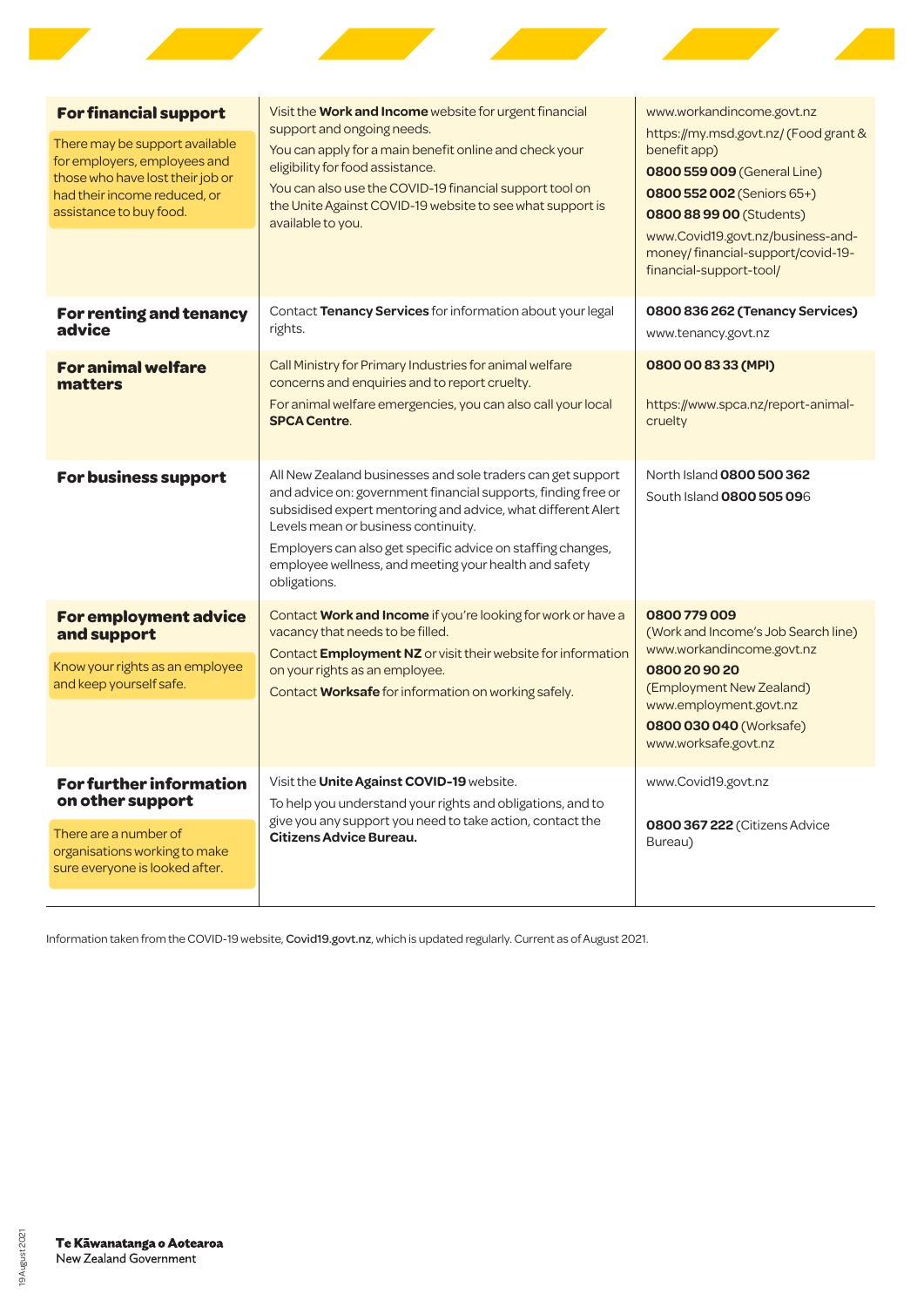| | | |
|---|---|---|
| **For financial support**<br><br>There may be support available for employers, employees and those who have lost their job or had their income reduced, or assistance to buy food. | Visit the **Work and Income** website for urgent financial support and ongoing needs.<br><br>You can apply for a main benefit online and check your eligibility for food assistance.<br><br>You can also use the COVID-19 financial support tool on the Unite Against COVID-19 website to see what support is available to you. | www.workandincome.govt.nz<br><br>https://my.msd.govt.nz/ (Food grant & benefit app)<br><br>**0800 559 009** (General Line)<br><br>**0800 552 002** (Seniors 65+)<br><br>**0800 88 99 00** (Students)<br><br>www.Covid19.govt.nz/business-and-money/ financial-support/covid-19-financial-support-tool/ |
| **For renting and tenancy advice** | Contact **Tenancy Services** for information about your legal rights. | **0800 836 262 (Tenancy Services)**<br><br>www.tenancy.govt.nz |
| **For animal welfare matters** | Call Ministry for Primary Industries for animal welfare concerns and enquiries and to report cruelty.<br><br>For animal welfare emergencies, you can also call your local **SPCA Centre**. | **0800 00 83 33 (MPI)**<br><br>https://www.spca.nz/report-animal-cruelty |
| **For business support** | All New Zealand businesses and sole traders can get support and advice on: government financial supports, finding free or subsidised expert mentoring and advice, what different Alert Levels mean or business continuity.<br><br>Employers can also get specific advice on staffing changes, employee wellness, and meeting your health and safety obligations. | North Island **0800 500 362**<br><br>South Island **0800 505 09**6 |
| **For employment advice and support**<br><br>Know your rights as an employee and keep yourself safe. | Contact **Work and Income** if you're looking for work or have a vacancy that needs to be filled.<br><br>Contact **Employment NZ** or visit their website for information on your rights as an employee.<br><br>Contact **Worksafe** for information on working safely. | **0800 779 009**<br>(Work and Income's Job Search line)<br>www.workandincome.govt.nz<br><br>**0800 20 90 20**<br>(Employment New Zealand)<br>www.employment.govt.nz<br><br>**0800 030 040** (Worksafe)<br>www.worksafe.govt.nz |
| **For further information on other support**<br><br>There are a number of organisations working to make sure everyone is looked after. | Visit the **Unite Against COVID-19** website.<br><br>To help you understand your rights and obligations, and to give you any support you need to take action, contact the **Citizens Advice Bureau.** | www.Covid19.govt.nz<br><br>**0800 367 222** (Citizens Advice Bureau) |

Information taken from the COVID-19 website, **Covid19.govt.nz**, which is updated regularly. Current as of August 2021.

**Te Kāwanatanga o Aotearoa**
New Zealand Government

19 August 2021